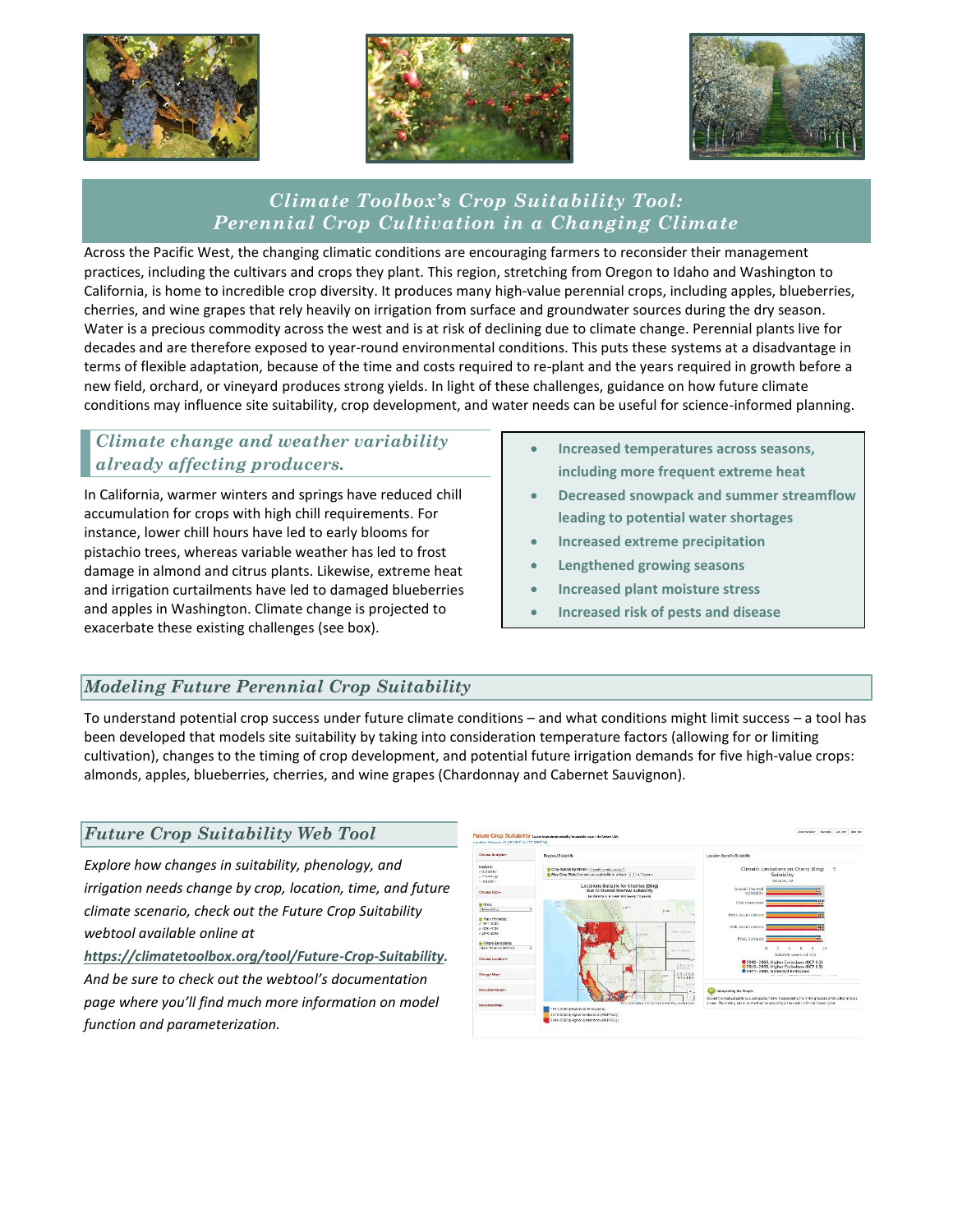# Climate Toolbox's Crop Suitability Tool: Perennial Crop Cultivation in a Changing Climate

Across the Pacific West, the changing climatic conditions are encouraging farmers to reconsider their management practices, including the cultivars and crops they plant. This region, stretching from Oregon to Idaho and Washington to California, is home to incredible crop diversity. It produces many high-value perennial crops, including apples, blueberries, cherries, and wine grapes that rely heavily on irrigation from surface and groundwater sources during the dry season. Water is a precious commodity across the west and is at risk of declining due to climate change. Perennial plants live for decades and are therefore exposed to year-round environmental conditions. This puts these systems at a disadvantage in terms of flexible adaptation, because of the time and costs required to re-plant and the years required in growth before a new field, orchard, or vineyard produces strong yields. In light of these challenges, guidance on how future climate conditions may influence site suitability, crop development, and water needs can be useful for science-informed planning.

## Climate change and weather variability already affecting producers.

In California, warmer winters and springs have reduced chill accumulation for crops with high chill requirements. For instance, lower chill hours have led to early blooms for pistachio trees, whereas variable weather has led to frost damage in almond and citrus plants. Likewise, extreme heat and irrigation curtailments have led to damaged blueberries and apples in Washington. Climate change is projected to exacerbate these existing challenges (see box).

- **Increased temperatures across seasons, including more frequent extreme heat**
- **Decreased snowpack and summer streamflow leading to potential water shortages**
- **Increased extreme precipitation**
- **Lengthened growing seasons**
- **Increased plant moisture stress**
- **Increased risk of pests and disease**

## Modeling Future Perennial Crop Suitability

To understand potential crop success under future climate conditions – and what conditions might limit success – a tool has been developed that models site suitability by taking into consideration temperature factors (allowing for or limiting cultivation), changes to the timing of crop development, and potential future irrigation demands for five high-value crops: almonds, apples, blueberries, cherries, and wine grapes (Chardonnay and Cabernet Sauvignon).

## Future Crop Suitability Web Tool

*Explore how changes in suitability, phenology, and irrigation needs change by crop, location, time, and future climate scenario, check out the Future Crop Suitability webtool available online at* ***https://climatetoolbox.org/tool/Future-Crop-Suitability****. And be sure to check out the webtool's documentation page where you'll find much more information on model function and parameterization.*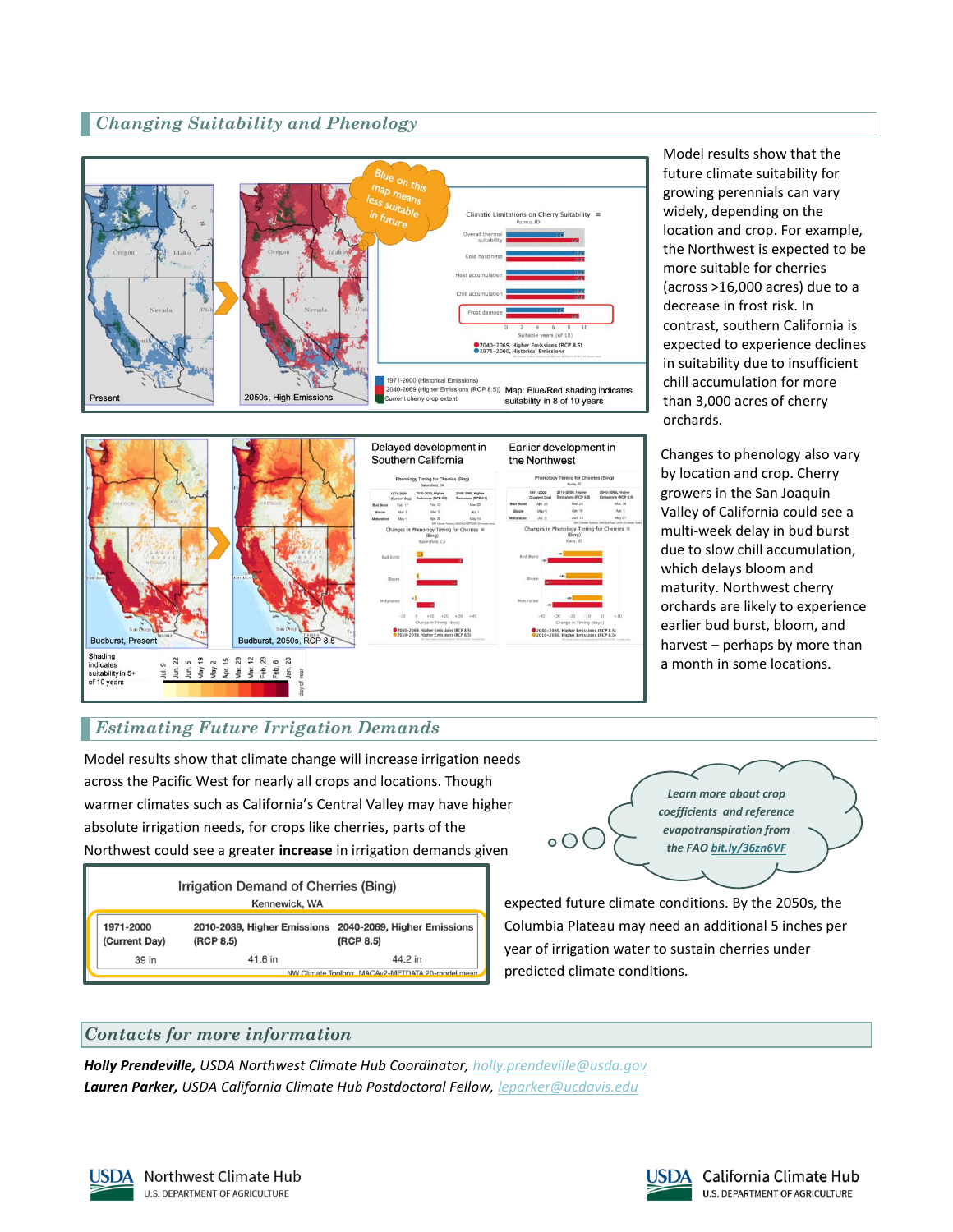## Changing Suitability and Phenology

Blue on this map means less suitable in future

Oregon
Idaho
Nevada
Utah

Present

2050s, High Emissions

Climatic Limitations on Cherry Suitability
Parma, ID

Overall thermal suitability
Cold hardiness
Heat accumulation
Chill accumulation
Frost damage

0 2 4 6 8 10
Suitable years (of 10)

2040-2069, Higher Emissions (RCP 8.5)
1971-2000, Historical Emissions

1971-2000 (Historical Emissions)
2040-2069 (Higher Emissions (RCP 8.5))
Current cherry crop extent

Map: Blue/Red shading indicates suitability in 8 of 10 years

Model results show that the future climate suitability for growing perennials can vary widely, depending on the location and crop. For example, the Northwest is expected to be more suitable for cherries (across >16,000 acres) due to a decrease in frost risk. In contrast, southern California is expected to experience declines in suitability due to insufficient chill accumulation for more than 3,000 acres of cherry orchards.

Budburst, Present

Budburst, 2050s, RCP 8.5

Shading indicates suitability in 5+ of 10 years

Jul. 9
Jun. 22
Jun. 5
May 19
May 2
Apr. 15
Mar. 29
Mar. 12
Feb. 23
Feb. 6
Jan. 20

day of year

Delayed development in Southern California

Phenology Timing for Cherries (Bing)
Bakersfield, CA

Changes in Phenology Timing for Cherries (Bing)
Bakersfield, CA

Bud burst
Bloom
Maturation

Change in Timing (days)

2040-2069, Higher Emissions (RCP 8.5)
2010-2039, Higher Emissions (RCP 8.5)

Earlier development in the Northwest

Phenology Timing for Cherries (Bing)
Kuna, ID

Changes in Phenology Timing for Cherries (Bing)
Kuna, ID

Bud burst
Bloom
Maturation

Change in Timing (days)

2040-2069, Higher Emissions (RCP 8.5)
2010-2039, Higher Emissions (RCP 8.5)

Changes to phenology also vary by location and crop. Cherry growers in the San Joaquin Valley of California could see a multi-week delay in bud burst due to slow chill accumulation, which delays bloom and maturity. Northwest cherry orchards are likely to experience earlier bud burst, bloom, and harvest – perhaps by more than a month in some locations.

## Estimating Future Irrigation Demands

Model results show that climate change will increase irrigation needs across the Pacific West for nearly all crops and locations. Though warmer climates such as California's Central Valley may have higher absolute irrigation needs, for crops like cherries, parts of the Northwest could see a greater **increase** in irrigation demands given expected future climate conditions. By the 2050s, the Columbia Plateau may need an additional 5 inches per year of irrigation water to sustain cherries under predicted climate conditions.

*Learn more about crop coefficients and reference evapotranspiration from the FAO bit.ly/36zn6VF*

Irrigation Demand of Cherries (Bing)
Kennewick, WA

| 1971-2000 (Current Day) | 2010-2039, Higher Emissions (RCP 8.5) | 2040-2069, Higher Emissions (RCP 8.5) |
|---|---|---|
| 39 in | 41.6 in | 44.2 in |

NW Climate Toolbox, MACAv2-METDATA 20-model mean

## Contacts for more information

***Holly Prendeville,*** *USDA Northwest Climate Hub Coordinator, holly.prendeville@usda.gov*
***Lauren Parker,*** *USDA California Climate Hub Postdoctoral Fellow, leparker@ucdavis.edu*

USDA Northwest Climate Hub
U.S. DEPARTMENT OF AGRICULTURE

USDA California Climate Hub
U.S. DEPARTMENT OF AGRICULTURE